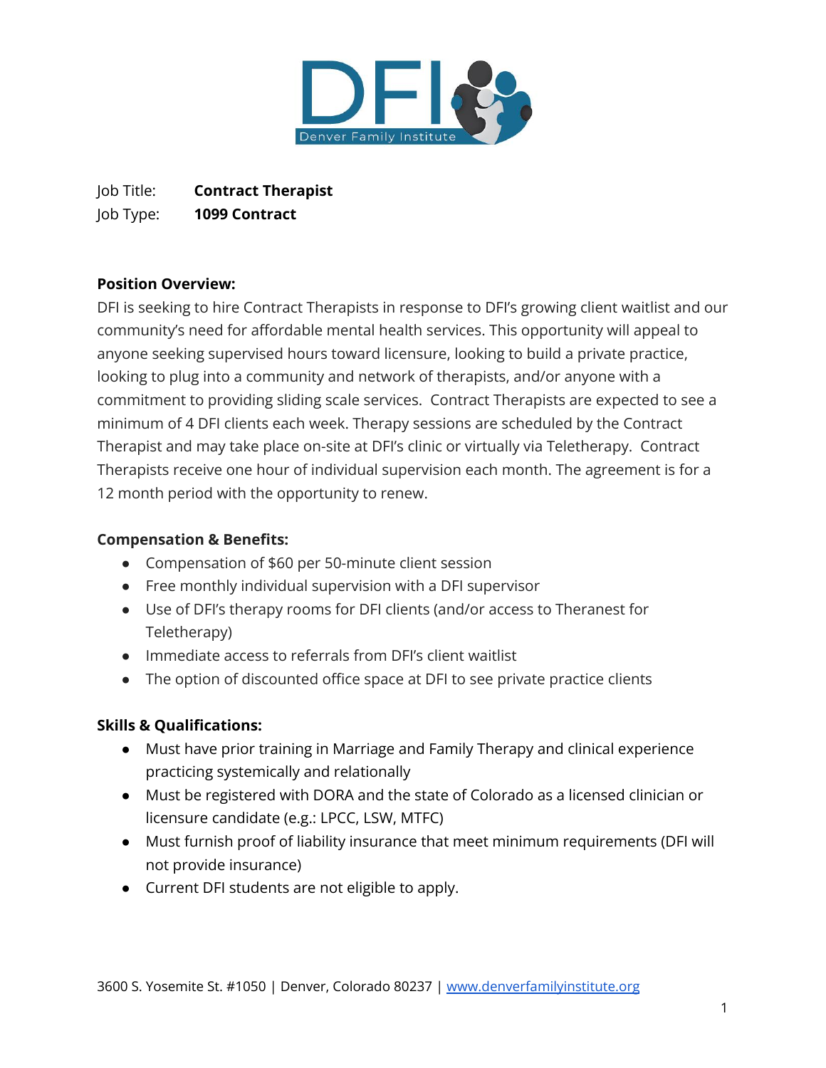DFI Denver Family Institute

Job Title: **Contract Therapist**
Job Type: **1099 Contract**

**Position Overview:**

DFI is seeking to hire Contract Therapists in response to DFI's growing client waitlist and our community's need for affordable mental health services. This opportunity will appeal to anyone seeking supervised hours toward licensure, looking to build a private practice, looking to plug into a community and network of therapists, and/or anyone with a commitment to providing sliding scale services. Contract Therapists are expected to see a minimum of 4 DFI clients each week. Therapy sessions are scheduled by the Contract Therapist and may take place on-site at DFI's clinic or virtually via Teletherapy. Contract Therapists receive one hour of individual supervision each month. The agreement is for a 12 month period with the opportunity to renew.

**Compensation & Benefits:**

- Compensation of $60 per 50-minute client session
- Free monthly individual supervision with a DFI supervisor
- Use of DFI's therapy rooms for DFI clients (and/or access to Theranest for Teletherapy)
- Immediate access to referrals from DFI's client waitlist
- The option of discounted office space at DFI to see private practice clients

**Skills & Qualifications:**

- Must have prior training in Marriage and Family Therapy and clinical experience practicing systemically and relationally
- Must be registered with DORA and the state of Colorado as a licensed clinician or licensure candidate (e.g.: LPCC, LSW, MTFC)
- Must furnish proof of liability insurance that meet minimum requirements (DFI will not provide insurance)
- Current DFI students are not eligible to apply.

3600 S. Yosemite St. #1050 | Denver, Colorado 80237 | www.denverfamilyinstitute.org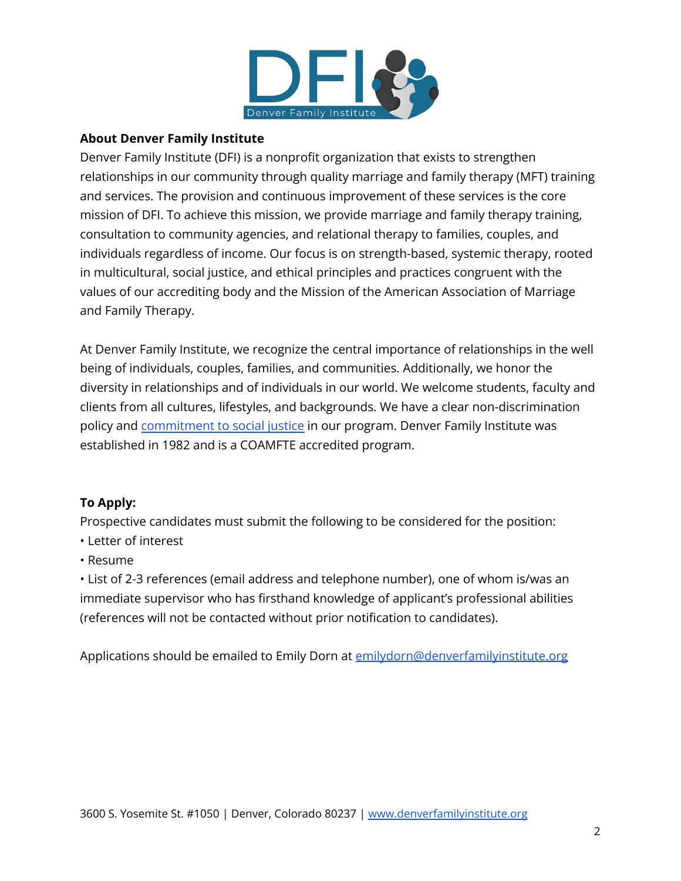## About Denver Family Institute

Denver Family Institute (DFI) is a nonprofit organization that exists to strengthen relationships in our community through quality marriage and family therapy (MFT) training and services. The provision and continuous improvement of these services is the core mission of DFI. To achieve this mission, we provide marriage and family therapy training, consultation to community agencies, and relational therapy to families, couples, and individuals regardless of income. Our focus is on strength-based, systemic therapy, rooted in multicultural, social justice, and ethical principles and practices congruent with the values of our accrediting body and the Mission of the American Association of Marriage and Family Therapy.

At Denver Family Institute, we recognize the central importance of relationships in the well being of individuals, couples, families, and communities. Additionally, we honor the diversity in relationships and of individuals in our world. We welcome students, faculty and clients from all cultures, lifestyles, and backgrounds. We have a clear non-discrimination policy and commitment to social justice in our program. Denver Family Institute was established in 1982 and is a COAMFTE accredited program.

## To Apply:

Prospective candidates must submit the following to be considered for the position:

- Letter of interest
- Resume
- List of 2-3 references (email address and telephone number), one of whom is/was an immediate supervisor who has firsthand knowledge of applicant's professional abilities (references will not be contacted without prior notification to candidates).

Applications should be emailed to Emily Dorn at emilydorn@denverfamilyinstitute.org

3600 S. Yosemite St. #1050 | Denver, Colorado 80237 | www.denverfamilyinstitute.org